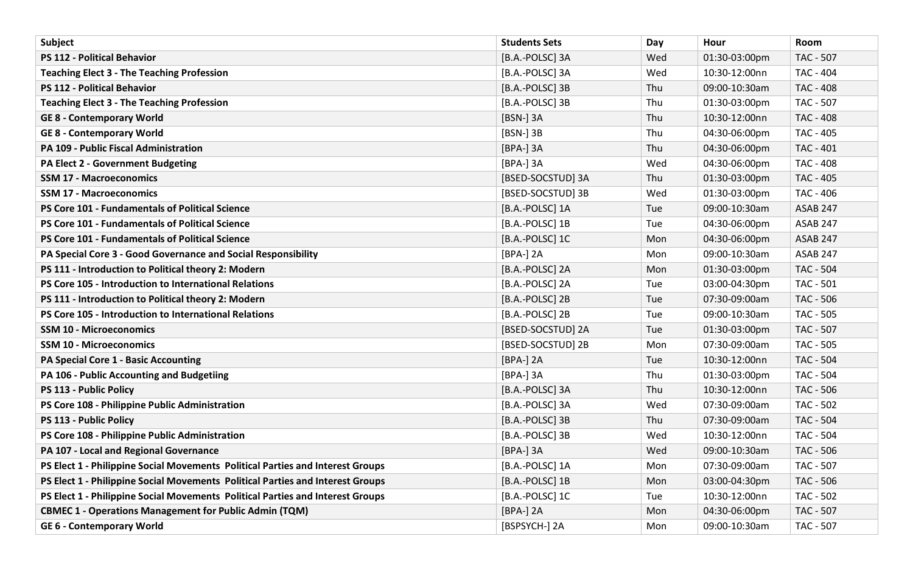| Subject | Students Sets | Day | Hour | Room |
| --- | --- | --- | --- | --- |
| **PS 112 - Political Behavior** | [B.A.-POLSC] 3A | Wed | 01:30-03:00pm | TAC - 507 |
| **Teaching Elect 3 - The Teaching Profession** | [B.A.-POLSC] 3A | Wed | 10:30-12:00nn | TAC - 404 |
| **PS 112 - Political Behavior** | [B.A.-POLSC] 3B | Thu | 09:00-10:30am | TAC - 408 |
| **Teaching Elect 3 - The Teaching Profession** | [B.A.-POLSC] 3B | Thu | 01:30-03:00pm | TAC - 507 |
| **GE 8 - Contemporary World** | [BSN-] 3A | Thu | 10:30-12:00nn | TAC - 408 |
| **GE 8 - Contemporary World** | [BSN-] 3B | Thu | 04:30-06:00pm | TAC - 405 |
| **PA 109 - Public Fiscal Administration** | [BPA-] 3A | Thu | 04:30-06:00pm | TAC - 401 |
| **PA Elect 2 - Government Budgeting** | [BPA-] 3A | Wed | 04:30-06:00pm | TAC - 408 |
| **SSM 17 - Macroeconomics** | [BSED-SOCSTUD] 3A | Thu | 01:30-03:00pm | TAC - 405 |
| **SSM 17 - Macroeconomics** | [BSED-SOCSTUD] 3B | Wed | 01:30-03:00pm | TAC - 406 |
| **PS Core 101 - Fundamentals of Political Science** | [B.A.-POLSC] 1A | Tue | 09:00-10:30am | ASAB 247 |
| **PS Core 101 - Fundamentals of Political Science** | [B.A.-POLSC] 1B | Tue | 04:30-06:00pm | ASAB 247 |
| **PS Core 101 - Fundamentals of Political Science** | [B.A.-POLSC] 1C | Mon | 04:30-06:00pm | ASAB 247 |
| **PA Special Core 3 - Good Governance and Social Responsibility** | [BPA-] 2A | Mon | 09:00-10:30am | ASAB 247 |
| **PS 111 - Introduction to Political theory 2: Modern** | [B.A.-POLSC] 2A | Mon | 01:30-03:00pm | TAC - 504 |
| **PS Core 105 - Introduction to International Relations** | [B.A.-POLSC] 2A | Tue | 03:00-04:30pm | TAC - 501 |
| **PS 111 - Introduction to Political theory 2: Modern** | [B.A.-POLSC] 2B | Tue | 07:30-09:00am | TAC - 506 |
| **PS Core 105 - Introduction to International Relations** | [B.A.-POLSC] 2B | Tue | 09:00-10:30am | TAC - 505 |
| **SSM 10 - Microeconomics** | [BSED-SOCSTUD] 2A | Tue | 01:30-03:00pm | TAC - 507 |
| **SSM 10 - Microeconomics** | [BSED-SOCSTUD] 2B | Mon | 07:30-09:00am | TAC - 505 |
| **PA Special Core 1 - Basic Accounting** | [BPA-] 2A | Tue | 10:30-12:00nn | TAC - 504 |
| **PA 106 - Public Accounting and Budgetiing** | [BPA-] 3A | Thu | 01:30-03:00pm | TAC - 504 |
| **PS 113 - Public Policy** | [B.A.-POLSC] 3A | Thu | 10:30-12:00nn | TAC - 506 |
| **PS Core 108 - Philippine Public Administration** | [B.A.-POLSC] 3A | Wed | 07:30-09:00am | TAC - 502 |
| **PS 113 - Public Policy** | [B.A.-POLSC] 3B | Thu | 07:30-09:00am | TAC - 504 |
| **PS Core 108 - Philippine Public Administration** | [B.A.-POLSC] 3B | Wed | 10:30-12:00nn | TAC - 504 |
| **PA 107 - Local and Regional Governance** | [BPA-] 3A | Wed | 09:00-10:30am | TAC - 506 |
| **PS Elect 1 - Philippine Social Movements Political Parties and Interest Groups** | [B.A.-POLSC] 1A | Mon | 07:30-09:00am | TAC - 507 |
| **PS Elect 1 - Philippine Social Movements Political Parties and Interest Groups** | [B.A.-POLSC] 1B | Mon | 03:00-04:30pm | TAC - 506 |
| **PS Elect 1 - Philippine Social Movements Political Parties and Interest Groups** | [B.A.-POLSC] 1C | Tue | 10:30-12:00nn | TAC - 502 |
| **CBMEC 1 - Operations Management for Public Admin (TQM)** | [BPA-] 2A | Mon | 04:30-06:00pm | TAC - 507 |
| **GE 6 - Contemporary World** | [BSPSYCH-] 2A | Mon | 09:00-10:30am | TAC - 507 |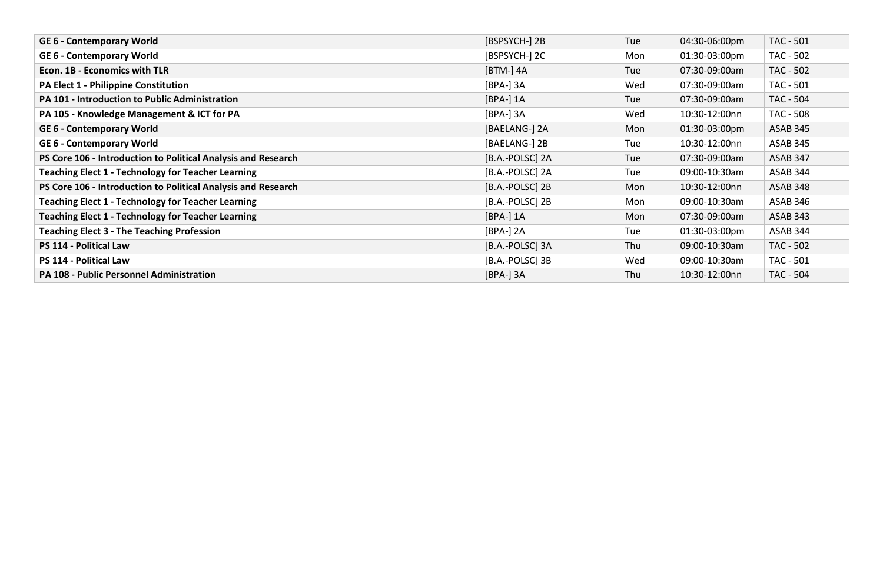| | | | | |
|---|---|---|---|---|
| **GE 6 - Contemporary World** | [BSPSYCH-] 2B | Tue | 04:30-06:00pm | TAC - 501 |
| **GE 6 - Contemporary World** | [BSPSYCH-] 2C | Mon | 01:30-03:00pm | TAC - 502 |
| **Econ. 1B - Economics with TLR** | [BTM-] 4A | Tue | 07:30-09:00am | TAC - 502 |
| **PA Elect 1 - Philippine Constitution** | [BPA-] 3A | Wed | 07:30-09:00am | TAC - 501 |
| **PA 101 - Introduction to Public Administration** | [BPA-] 1A | Tue | 07:30-09:00am | TAC - 504 |
| **PA 105 - Knowledge Management & ICT for PA** | [BPA-] 3A | Wed | 10:30-12:00nn | TAC - 508 |
| **GE 6 - Contemporary World** | [BAELANG-] 2A | Mon | 01:30-03:00pm | ASAB 345 |
| **GE 6 - Contemporary World** | [BAELANG-] 2B | Tue | 10:30-12:00nn | ASAB 345 |
| **PS Core 106 - Introduction to Political Analysis and Research** | [B.A.-POLSC] 2A | Tue | 07:30-09:00am | ASAB 347 |
| **Teaching Elect 1 - Technology for Teacher Learning** | [B.A.-POLSC] 2A | Tue | 09:00-10:30am | ASAB 344 |
| **PS Core 106 - Introduction to Political Analysis and Research** | [B.A.-POLSC] 2B | Mon | 10:30-12:00nn | ASAB 348 |
| **Teaching Elect 1 - Technology for Teacher Learning** | [B.A.-POLSC] 2B | Mon | 09:00-10:30am | ASAB 346 |
| **Teaching Elect 1 - Technology for Teacher Learning** | [BPA-] 1A | Mon | 07:30-09:00am | ASAB 343 |
| **Teaching Elect 3 - The Teaching Profession** | [BPA-] 2A | Tue | 01:30-03:00pm | ASAB 344 |
| **PS 114 - Political Law** | [B.A.-POLSC] 3A | Thu | 09:00-10:30am | TAC - 502 |
| **PS 114 - Political Law** | [B.A.-POLSC] 3B | Wed | 09:00-10:30am | TAC - 501 |
| **PA 108 - Public Personnel Administration** | [BPA-] 3A | Thu | 10:30-12:00nn | TAC - 504 |